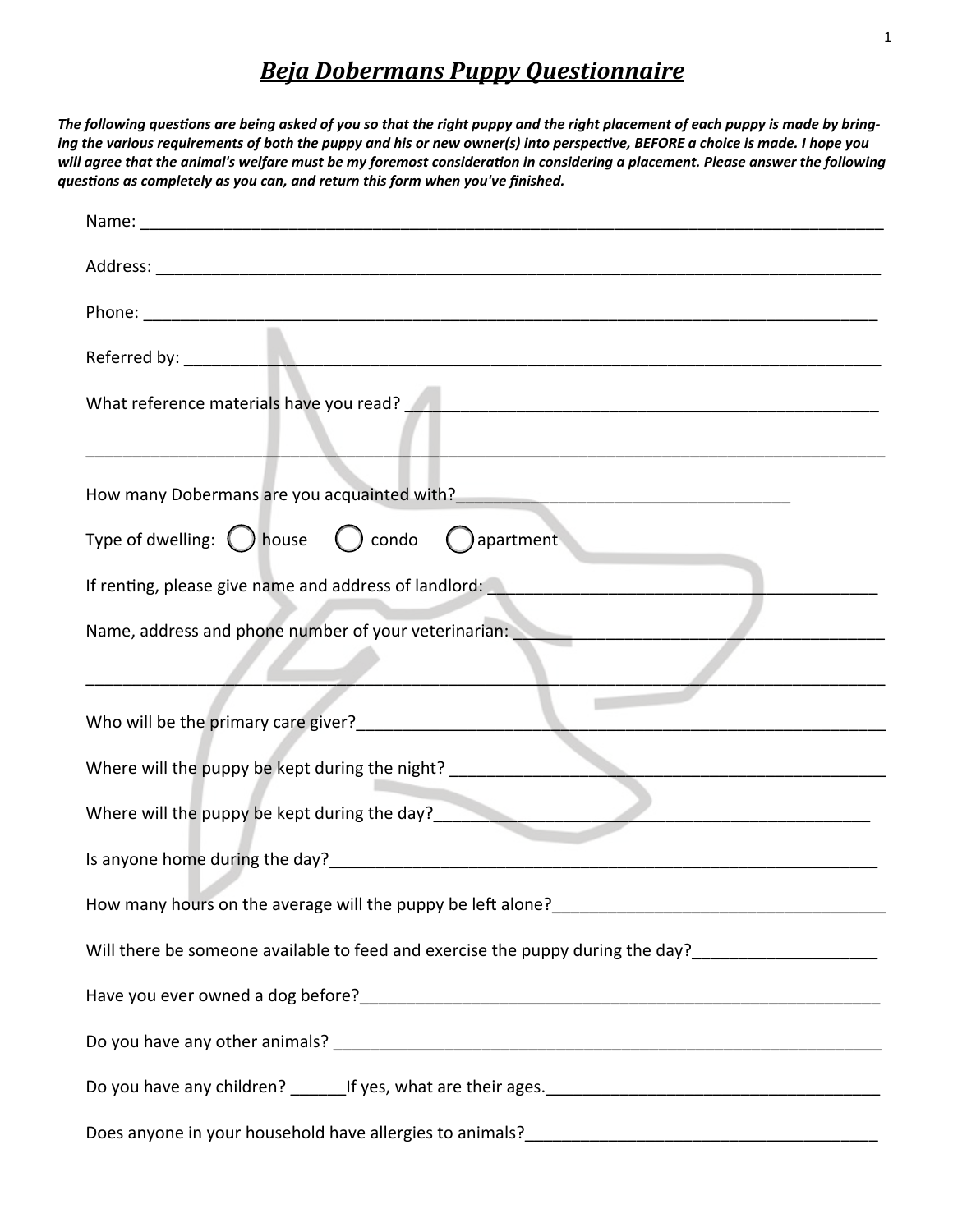# *Beja Dobermans Puppy Questionnaire*

***The following questions are being asked of you so that the right puppy and the right placement of each puppy is made by bringing the various requirements of both the puppy and his or new owner(s) into perspective, BEFORE a choice is made. I hope you will agree that the animal's welfare must be my foremost consideration in considering a placement. Please answer the following questions as completely as you can, and return this form when you've finished.***

Name: ______________________________________________________________________________

Address: ____________________________________________________________________________

Phone: ______________________________________________________________________________

Referred by: _________________________________________________________________________

What reference materials have you read? _________________________________________________

_____________________________________________________________________________________

How many Dobermans are you acquainted with?___________________________________

Type of dwelling: ◯ house ◯ condo ◯ apartment

If renting, please give name and address of landlord: ________________________________________

Name, address and phone number of your veterinarian: ______________________________________

_____________________________________________________________________________________

Who will be the primary care giver?_______________________________________________________

Where will the puppy be kept during the night? _____________________________________________

Where will the puppy be kept during the day?______________________________________________

Is anyone home during the day?__________________________________________________________

How many hours on the average will the puppy be left alone?_________________________________

Will there be someone available to feed and exercise the puppy during the day?___________________

Have you ever owned a dog before?_______________________________________________________

Do you have any other animals? __________________________________________________________

Do you have any children? ______If yes, what are their ages.___________________________________

Does anyone in your household have allergies to animals?____________________________________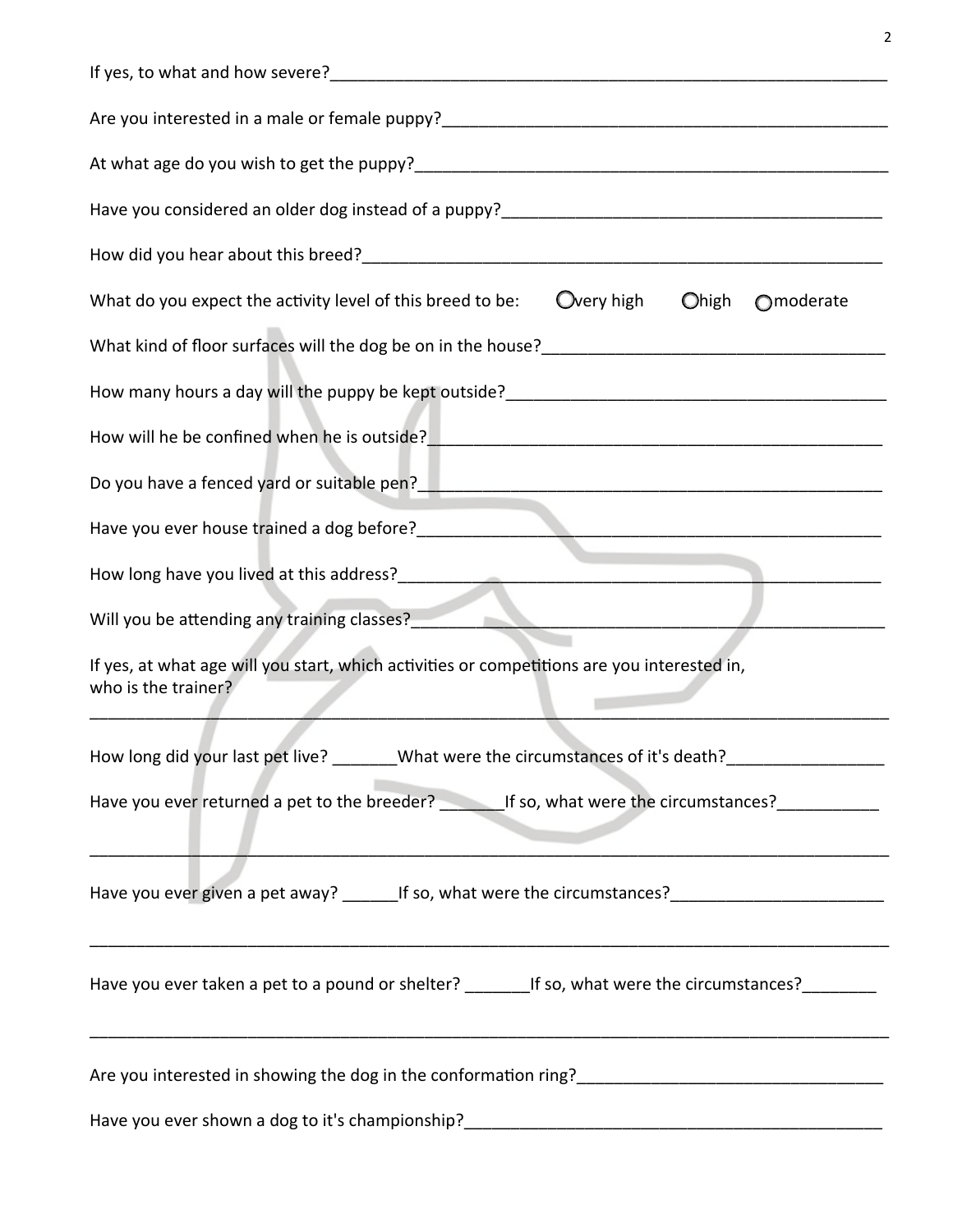If yes, to what and how severe?_______________________________________________________________

Are you interested in a male or female puppy?__________________________________________________

At what age do you wish to get the puppy?_____________________________________________________

Have you considered an older dog instead of a puppy?___________________________________________

How did you hear about this breed?___________________________________________________________

What do you expect the activity level of this breed to be: ○ very high ○ high ○ moderate

What kind of floor surfaces will the dog be on in the house?_______________________________________

How many hours a day will the puppy be kept outside?___________________________________________

How will he be confined when he is outside?____________________________________________________

Do you have a fenced yard or suitable pen?_____________________________________________________

Have you ever house trained a dog before?_____________________________________________________

How long have you lived at this address?_______________________________________________________

Will you be attending any training classes?______________________________________________________

If yes, at what age will you start, which activities or competitions are you interested in, who is the trainer?

_____________________________________________________________________________________

How long did your last pet live? _______What were the circumstances of it's death?_________________

Have you ever returned a pet to the breeder? _______If so, what were the circumstances?___________

_____________________________________________________________________________________

Have you ever given a pet away? ______If so, what were the circumstances?_______________________

_____________________________________________________________________________________

Have you ever taken a pet to a pound or shelter? _______If so, what were the circumstances?________

_____________________________________________________________________________________

Are you interested in showing the dog in the conformation ring?__________________________________

Have you ever shown a dog to it's championship?_______________________________________________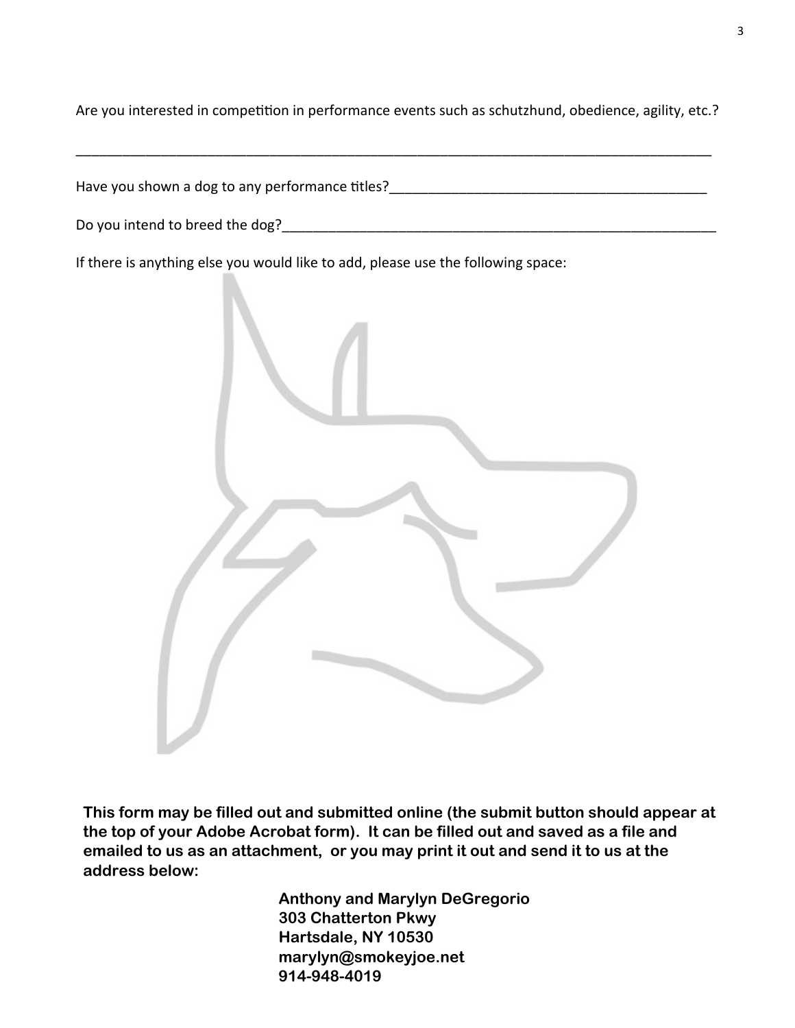Are you interested in competition in performance events such as schutzhund, obedience, agility, etc.?

_____________________________________________________________________________________

Have you shown a dog to any performance titles?_________________________________________

Do you intend to breed the dog?__________________________________________________________

If there is anything else you would like to add, please use the following space:

**This form may be filled out and submitted online (the submit button should appear at the top of your Adobe Acrobat form). It can be filled out and saved as a file and emailed to us as an attachment, or you may print it out and send it to us at the address below:**

**Anthony and Marylyn DeGregorio**
**303 Chatterton Pkwy**
**Hartsdale, NY 10530**
**marylyn@smokeyjoe.net**
**914-948-4019**